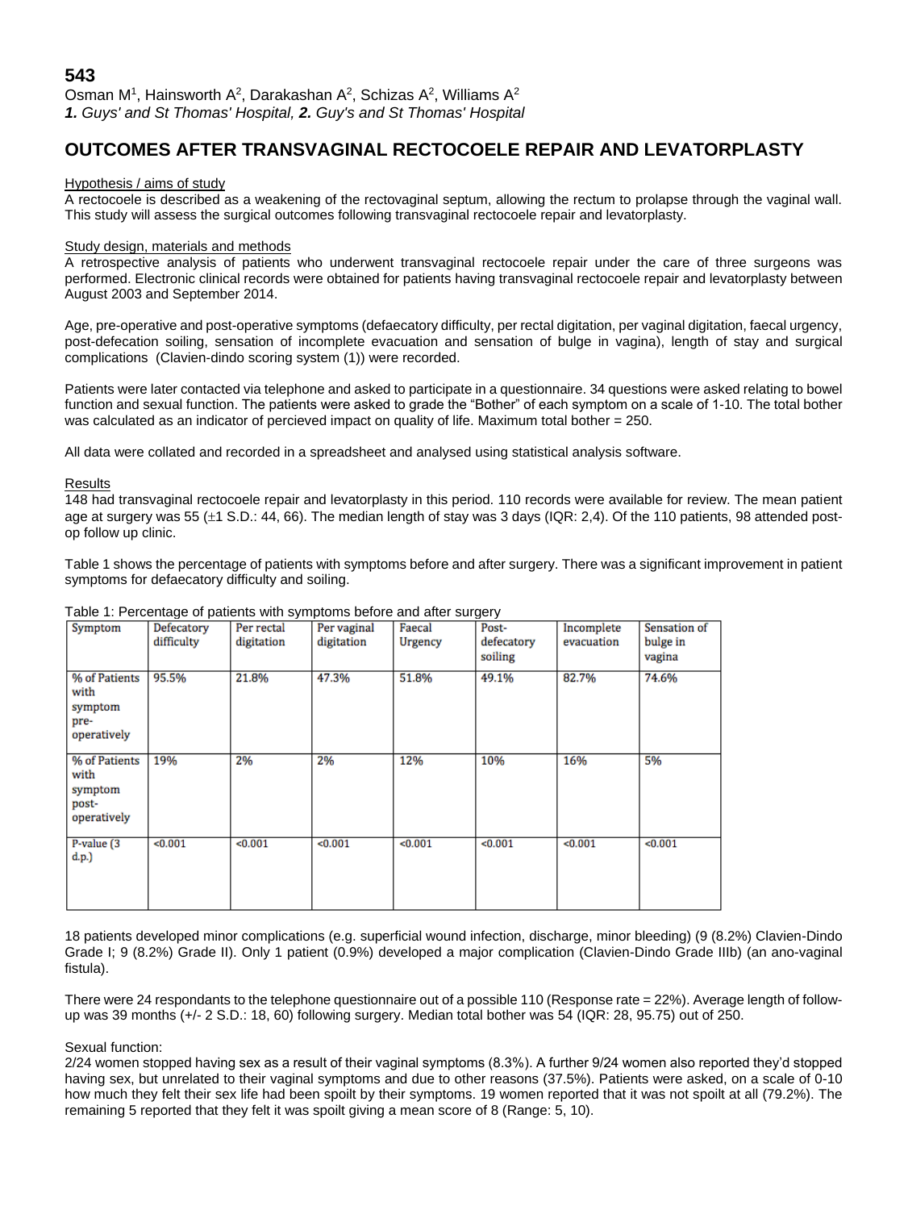**543**

Osman M[1], Hainsworth A[2], Darakashan A[2], Schizas A[2], Williams A[2]

***1.** Guys' and St Thomas' Hospital, **2.** Guy's and St Thomas' Hospital*

# OUTCOMES AFTER TRANSVAGINAL RECTOCOELE REPAIR AND LEVATORPLASTY

## Hypothesis / aims of study

A rectocoele is described as a weakening of the rectovaginal septum, allowing the rectum to prolapse through the vaginal wall. This study will assess the surgical outcomes following transvaginal rectocoele repair and levatorplasty.

## Study design, materials and methods

A retrospective analysis of patients who underwent transvaginal rectocoele repair under the care of three surgeons was performed. Electronic clinical records were obtained for patients having transvaginal rectocoele repair and levatorplasty between August 2003 and September 2014.

Age, pre-operative and post-operative symptoms (defaecatory difficulty, per rectal digitation, per vaginal digitation, faecal urgency, post-defecation soiling, sensation of incomplete evacuation and sensation of bulge in vagina), length of stay and surgical complications (Clavien-dindo scoring system (1)) were recorded.

Patients were later contacted via telephone and asked to participate in a questionnaire. 34 questions were asked relating to bowel function and sexual function. The patients were asked to grade the "Bother" of each symptom on a scale of 1-10. The total bother was calculated as an indicator of percieved impact on quality of life. Maximum total bother = 250.

All data were collated and recorded in a spreadsheet and analysed using statistical analysis software.

## Results

148 had transvaginal rectocoele repair and levatorplasty in this period. 110 records were available for review. The mean patient age at surgery was 55 (±1 S.D.: 44, 66). The median length of stay was 3 days (IQR: 2,4). Of the 110 patients, 98 attended post-op follow up clinic.

Table 1 shows the percentage of patients with symptoms before and after surgery. There was a significant improvement in patient symptoms for defaecatory difficulty and soiling.

Table 1: Percentage of patients with symptoms before and after surgery

| Symptom | Defecatory difficulty | Per rectal digitation | Per vaginal digitation | Faecal Urgency | Post-defecatory soiling | Incomplete evacuation | Sensation of bulge in vagina |
|---|---|---|---|---|---|---|---|
| % of Patients with symptom pre-operatively | 95.5% | 21.8% | 47.3% | 51.8% | 49.1% | 82.7% | 74.6% |
| % of Patients with symptom post-operatively | 19% | 2% | 2% | 12% | 10% | 16% | 5% |
| P-value (3 d.p.) | <0.001 | <0.001 | <0.001 | <0.001 | <0.001 | <0.001 | <0.001 |

18 patients developed minor complications (e.g. superficial wound infection, discharge, minor bleeding) (9 (8.2%) Clavien-Dindo Grade I; 9 (8.2%) Grade II). Only 1 patient (0.9%) developed a major complication (Clavien-Dindo Grade IIIb) (an ano-vaginal fistula).

There were 24 respondants to the telephone questionnaire out of a possible 110 (Response rate = 22%). Average length of follow-up was 39 months (+/- 2 S.D.: 18, 60) following surgery. Median total bother was 54 (IQR: 28, 95.75) out of 250.

Sexual function:

2/24 women stopped having sex as a result of their vaginal symptoms (8.3%). A further 9/24 women also reported they'd stopped having sex, but unrelated to their vaginal symptoms and due to other reasons (37.5%). Patients were asked, on a scale of 0-10 how much they felt their sex life had been spoilt by their symptoms. 19 women reported that it was not spoilt at all (79.2%). The remaining 5 reported that they felt it was spoilt giving a mean score of 8 (Range: 5, 10).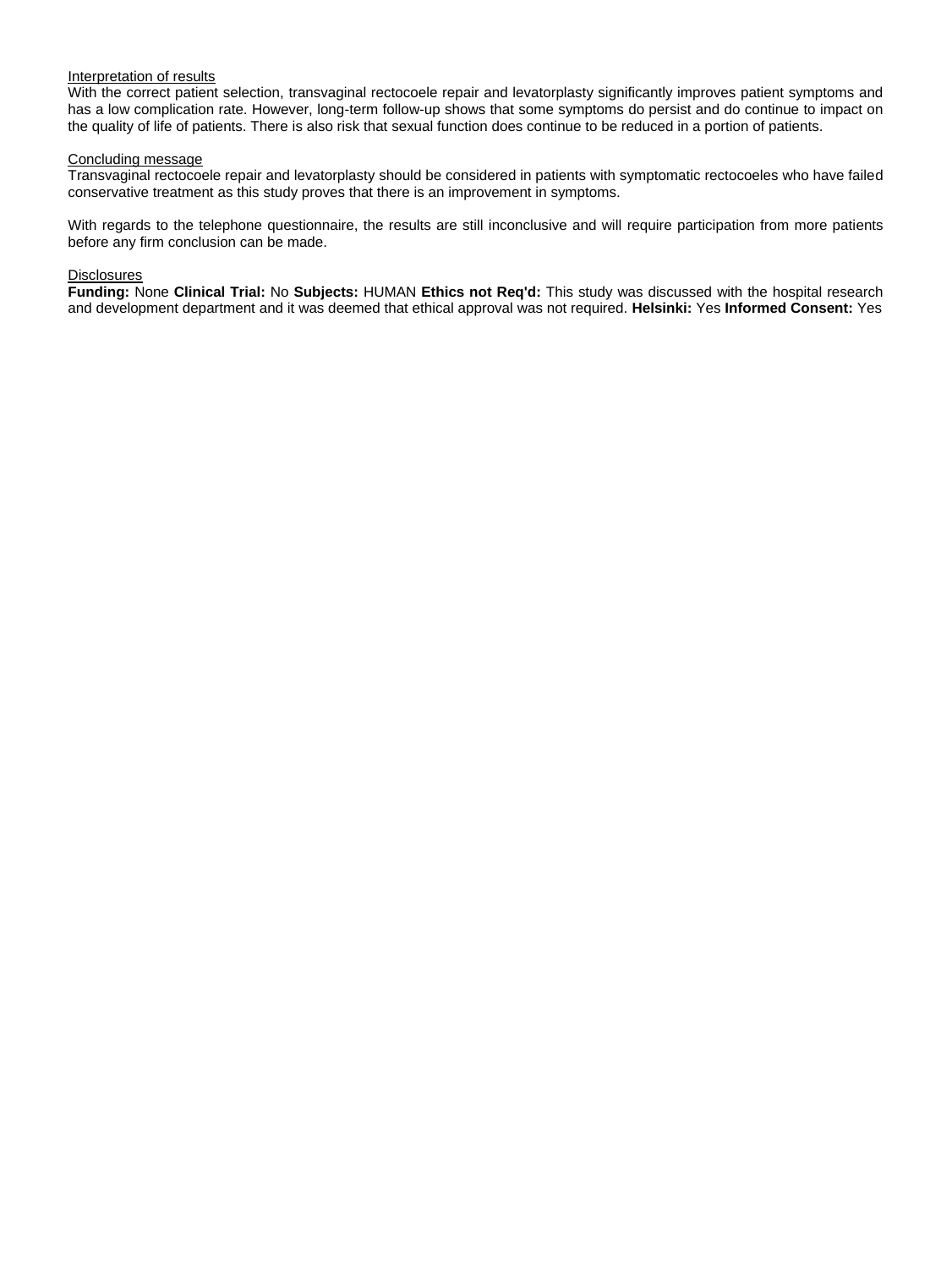## Interpretation of results

With the correct patient selection, transvaginal rectocoele repair and levatorplasty significantly improves patient symptoms and has a low complication rate. However, long-term follow-up shows that some symptoms do persist and do continue to impact on the quality of life of patients. There is also risk that sexual function does continue to be reduced in a portion of patients.

## Concluding message

Transvaginal rectocoele repair and levatorplasty should be considered in patients with symptomatic rectocoeles who have failed conservative treatment as this study proves that there is an improvement in symptoms.

With regards to the telephone questionnaire, the results are still inconclusive and will require participation from more patients before any firm conclusion can be made.

## Disclosures

**Funding:** None **Clinical Trial:** No **Subjects:** HUMAN **Ethics not Req'd:** This study was discussed with the hospital research and development department and it was deemed that ethical approval was not required. **Helsinki:** Yes **Informed Consent:** Yes